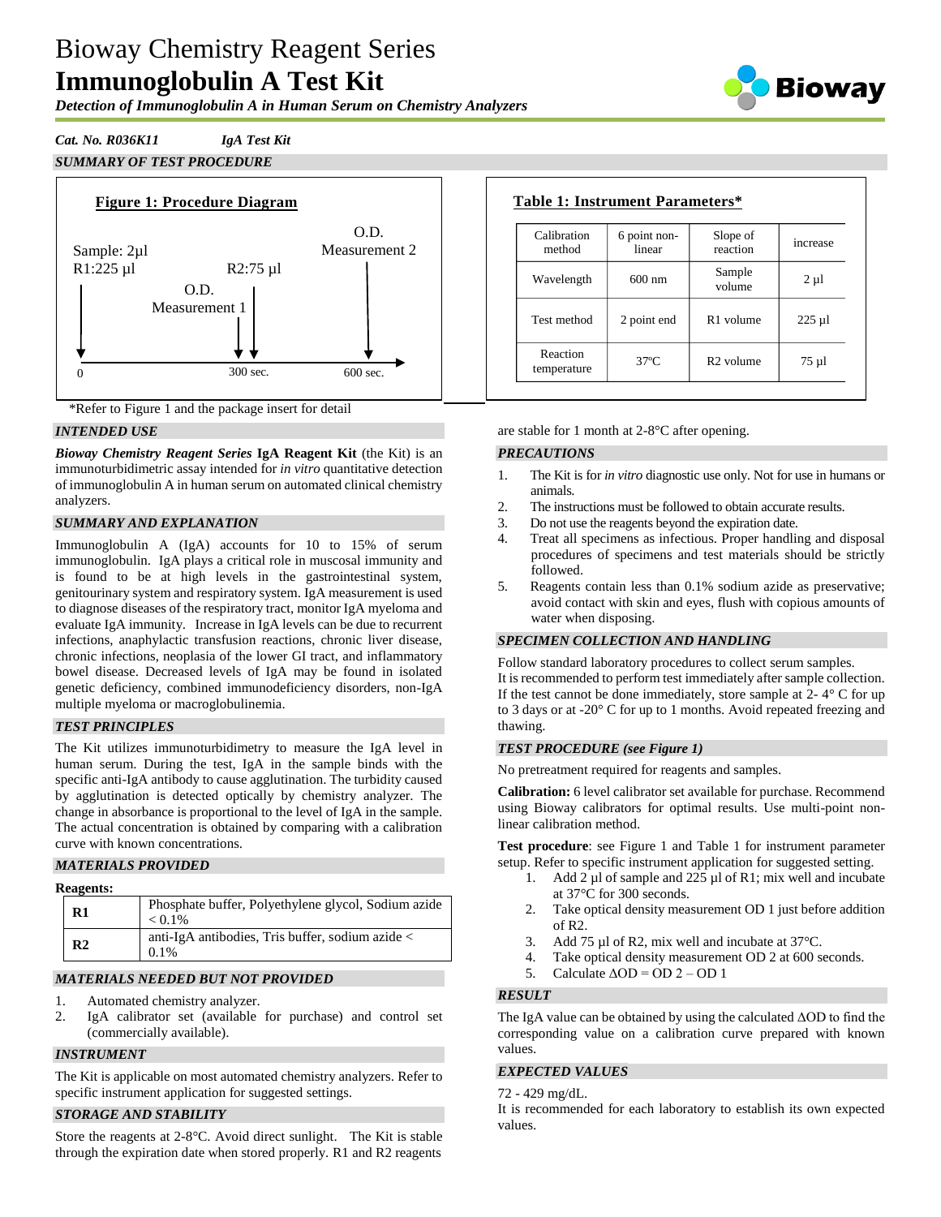# Bioway Chemistry Reagent Series

# Immunoglobulin A Test Kit

***Detection of Immunoglobulin A in Human Serum on Chemistry Analyzers***

***Cat. No. R036K11*** ***IgA Test Kit***

## SUMMARY OF TEST PROCEDURE

**Figure 1: Procedure Diagram**

Sample: 2µl
R1:225 µl

O.D. Measurement 1

R2:75 µl

O.D. Measurement 2

0 — 300 sec. — 600 sec.

**Table 1: Instrument Parameters\***

| Calibration method | 6 point non-linear | Slope of reaction | increase |
|---|---|---|---|
| Wavelength | 600 nm | Sample volume | 2 µl |
| Test method | 2 point end | R1 volume | 225 µl |
| Reaction temperature | 37ºC | R2 volume | 75 µl |

\*Refer to Figure 1 and the package insert for detail

## INTENDED USE

***Bioway Chemistry Reagent Series*** **IgA Reagent Kit** (the Kit) is an immunoturbidimetric assay intended for *in vitro* quantitative detection of immunoglobulin A in human serum on automated clinical chemistry analyzers.

## SUMMARY AND EXPLANATION

Immunoglobulin A (IgA) accounts for 10 to 15% of serum immunoglobulin. IgA plays a critical role in muscosal immunity and is found to be at high levels in the gastrointestinal system, genitourinary system and respiratory system. IgA measurement is used to diagnose diseases of the respiratory tract, monitor IgA myeloma and evaluate IgA immunity. Increase in IgA levels can be due to recurrent infections, anaphylactic transfusion reactions, chronic liver disease, chronic infections, neoplasia of the lower GI tract, and inflammatory bowel disease. Decreased levels of IgA may be found in isolated genetic deficiency, combined immunodeficiency disorders, non-IgA multiple myeloma or macroglobulinemia.

## TEST PRINCIPLES

The Kit utilizes immunoturbidimetry to measure the IgA level in human serum. During the test, IgA in the sample binds with the specific anti-IgA antibody to cause agglutination. The turbidity caused by agglutination is detected optically by chemistry analyzer. The change in absorbance is proportional to the level of IgA in the sample. The actual concentration is obtained by comparing with a calibration curve with known concentrations.

## MATERIALS PROVIDED

**Reagents:**

| | |
|---|---|
| **R1** | Phosphate buffer, Polyethylene glycol, Sodium azide < 0.1% |
| **R2** | anti-IgA antibodies, Tris buffer, sodium azide < 0.1% |

## MATERIALS NEEDED BUT NOT PROVIDED

1. Automated chemistry analyzer.
2. IgA calibrator set (available for purchase) and control set (commercially available).

## INSTRUMENT

The Kit is applicable on most automated chemistry analyzers. Refer to specific instrument application for suggested settings.

## STORAGE AND STABILITY

Store the reagents at 2-8°C. Avoid direct sunlight. The Kit is stable through the expiration date when stored properly. R1 and R2 reagents are stable for 1 month at 2-8°C after opening.

## PRECAUTIONS

1. The Kit is for *in vitro* diagnostic use only. Not for use in humans or animals.
2. The instructions must be followed to obtain accurate results.
3. Do not use the reagents beyond the expiration date.
4. Treat all specimens as infectious. Proper handling and disposal procedures of specimens and test materials should be strictly followed.
5. Reagents contain less than 0.1% sodium azide as preservative; avoid contact with skin and eyes, flush with copious amounts of water when disposing.

## SPECIMEN COLLECTION AND HANDLING

Follow standard laboratory procedures to collect serum samples.
It is recommended to perform test immediately after sample collection. If the test cannot be done immediately, store sample at 2- 4° C for up to 3 days or at -20° C for up to 1 months. Avoid repeated freezing and thawing.

## TEST PROCEDURE (see Figure 1)

No pretreatment required for reagents and samples.

**Calibration:** 6 level calibrator set available for purchase. Recommend using Bioway calibrators for optimal results. Use multi-point non-linear calibration method.

**Test procedure**: see Figure 1 and Table 1 for instrument parameter setup. Refer to specific instrument application for suggested setting.

1. Add 2 µl of sample and 225 µl of R1; mix well and incubate at 37°C for 300 seconds.
2. Take optical density measurement OD 1 just before addition of R2.
3. Add 75 µl of R2, mix well and incubate at 37°C.
4. Take optical density measurement OD 2 at 600 seconds.
5. Calculate $\Delta$OD = OD 2 – OD 1

## RESULT

The IgA value can be obtained by using the calculated $\Delta$OD to find the corresponding value on a calibration curve prepared with known values.

## EXPECTED VALUES

72 - 429 mg/dL.
It is recommended for each laboratory to establish its own expected values.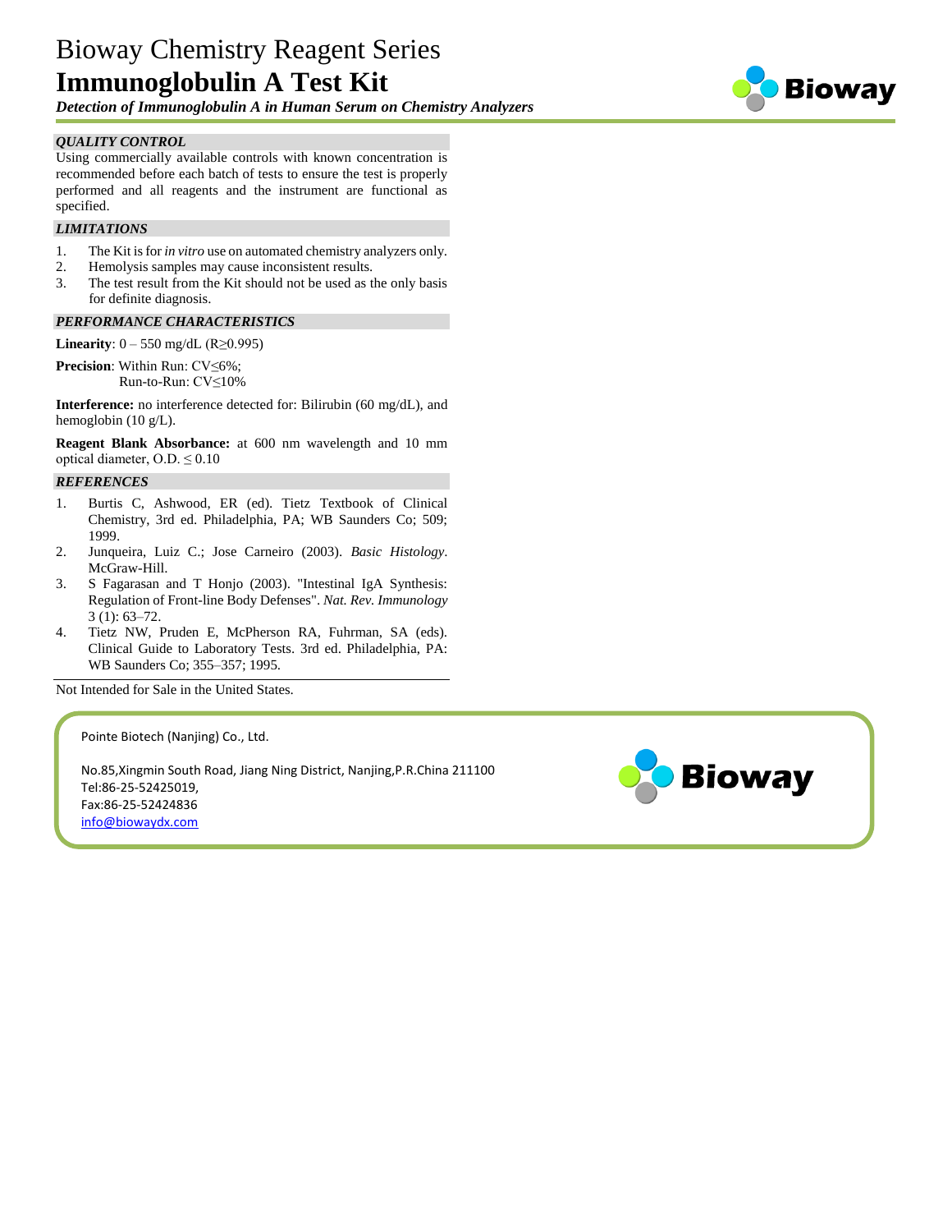### QUALITY CONTROL

Using commercially available controls with known concentration is recommended before each batch of tests to ensure the test is properly performed and all reagents and the instrument are functional as specified.

### LIMITATIONS

1. The Kit is for *in vitro* use on automated chemistry analyzers only.
2. Hemolysis samples may cause inconsistent results.
3. The test result from the Kit should not be used as the only basis for definite diagnosis.

### PERFORMANCE CHARACTERISTICS

**Linearity**: 0 – 550 mg/dL (R≥0.995)

**Precision**: Within Run: CV≤6%;
Run-to-Run: CV≤10%

**Interference:** no interference detected for: Bilirubin (60 mg/dL), and hemoglobin (10 g/L).

**Reagent Blank Absorbance:** at 600 nm wavelength and 10 mm optical diameter, O.D. ≤ 0.10

### REFERENCES

1. Burtis C, Ashwood, ER (ed). Tietz Textbook of Clinical Chemistry, 3rd ed. Philadelphia, PA; WB Saunders Co; 509; 1999.
2. Junqueira, Luiz C.; Jose Carneiro (2003). *Basic Histology*. McGraw-Hill.
3. S Fagarasan and T Honjo (2003). "Intestinal IgA Synthesis: Regulation of Front-line Body Defenses". *Nat. Rev. Immunology* 3 (1): 63–72.
4. Tietz NW, Pruden E, McPherson RA, Fuhrman, SA (eds). Clinical Guide to Laboratory Tests. 3rd ed. Philadelphia, PA: WB Saunders Co; 355–357; 1995.

---

Not Intended for Sale in the United States.

Pointe Biotech (Nanjing) Co., Ltd.

No.85,Xingmin South Road, Jiang Ning District, Nanjing,P.R.China 211100
Tel:86-25-52425019,
Fax:86-25-52424836
info@biowaydx.com